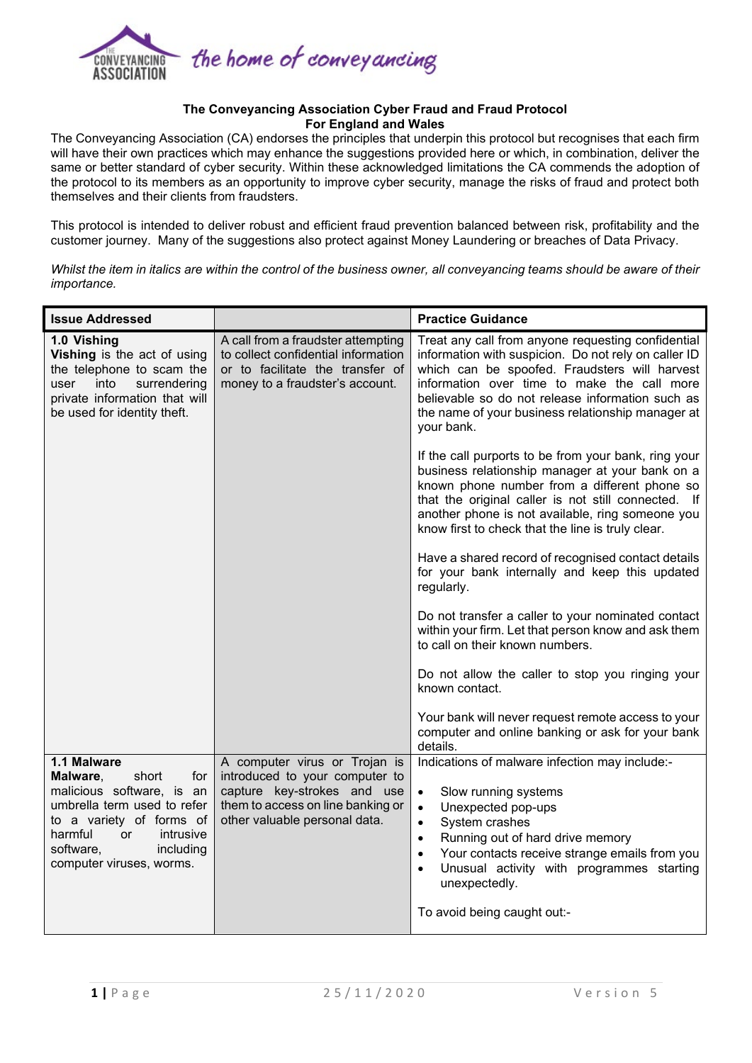**The Conveyancing Association Cyber Fraud and Fraud Protocol**
**For England and Wales**

The Conveyancing Association (CA) endorses the principles that underpin this protocol but recognises that each firm will have their own practices which may enhance the suggestions provided here or which, in combination, deliver the same or better standard of cyber security. Within these acknowledged limitations the CA commends the adoption of the protocol to its members as an opportunity to improve cyber security, manage the risks of fraud and protect both themselves and their clients from fraudsters.

This protocol is intended to deliver robust and efficient fraud prevention balanced between risk, profitability and the customer journey. Many of the suggestions also protect against Money Laundering or breaches of Data Privacy.

*Whilst the item in italics are within the control of the business owner, all conveyancing teams should be aware of their importance.*

| Issue Addressed | | Practice Guidance |
|---|---|---|
| **1.0 Vishing**<br>**Vishing** is the act of using the telephone to scam the user into surrendering private information that will be used for identity theft. | A call from a fraudster attempting to collect confidential information or to facilitate the transfer of money to a fraudster's account. | Treat any call from anyone requesting confidential information with suspicion. Do not rely on caller ID which can be spoofed. Fraudsters will harvest information over time to make the call more believable so do not release information such as the name of your business relationship manager at your bank.<br><br>If the call purports to be from your bank, ring your business relationship manager at your bank on a known phone number from a different phone so that the original caller is not still connected. If another phone is not available, ring someone you know first to check that the line is truly clear.<br><br>Have a shared record of recognised contact details for your bank internally and keep this updated regularly.<br><br>Do not transfer a caller to your nominated contact within your firm. Let that person know and ask them to call on their known numbers.<br><br>Do not allow the caller to stop you ringing your known contact.<br><br>Your bank will never request remote access to your computer and online banking or ask for your bank details. |
| **1.1 Malware**<br>**Malware**, short for malicious software, is an umbrella term used to refer to a variety of forms of harmful or intrusive software, including computer viruses, worms. | A computer virus or Trojan is introduced to your computer to capture key-strokes and use them to access on line banking or other valuable personal data. | Indications of malware infection may include:-<br><br>• Slow running systems<br>• Unexpected pop-ups<br>• System crashes<br>• Running out of hard drive memory<br>• Your contacts receive strange emails from you<br>• Unusual activity with programmes starting unexpectedly.<br><br>To avoid being caught out:- |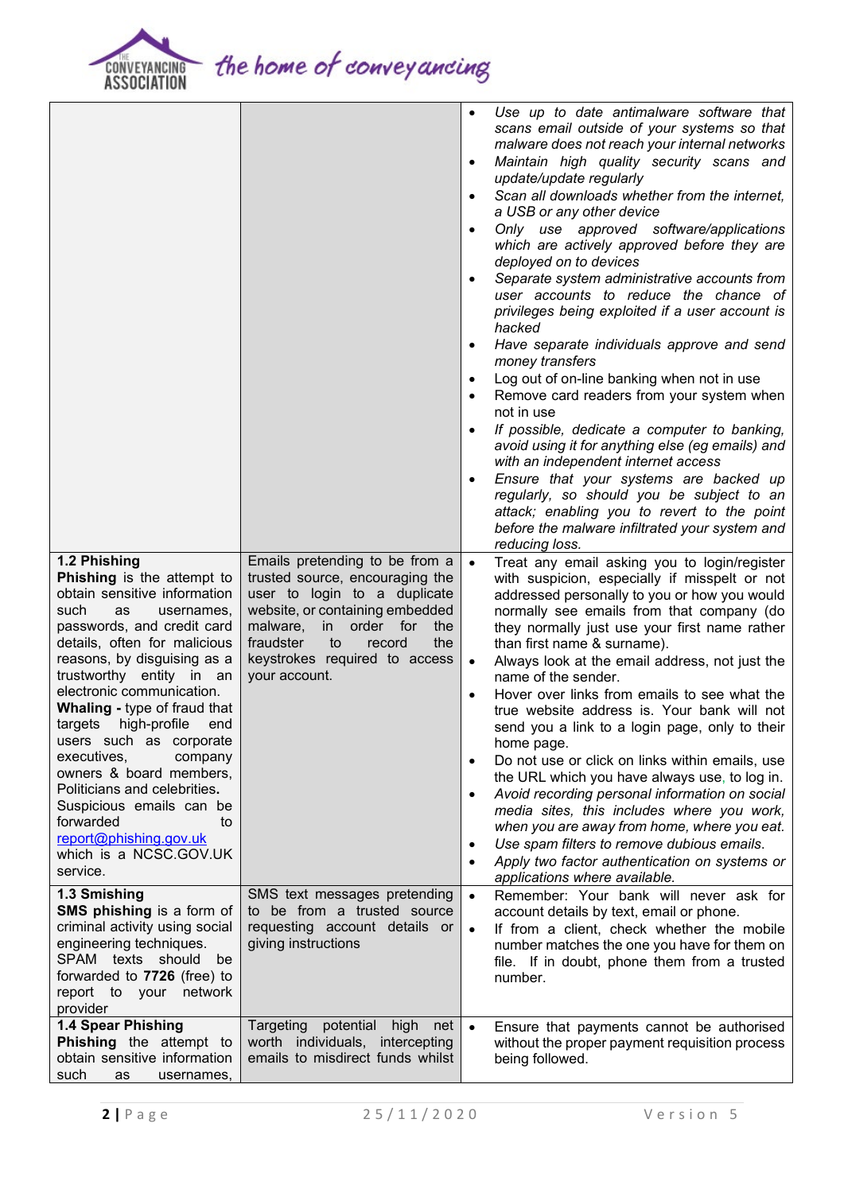| | | |
|---|---|---|
| | | • *Use up to date antimalware software that scans email outside of your systems so that malware does not reach your internal networks*<br>• *Maintain high quality security scans and update/update regularly*<br>• *Scan all downloads whether from the internet, a USB or any other device*<br>• *Only use approved software/applications which are actively approved before they are deployed on to devices*<br>• *Separate system administrative accounts from user accounts to reduce the chance of privileges being exploited if a user account is hacked*<br>• *Have separate individuals approve and send money transfers*<br>• Log out of on-line banking when not in use<br>• Remove card readers from your system when not in use<br>• *If possible, dedicate a computer to banking, avoid using it for anything else (eg emails) and with an independent internet access*<br>• *Ensure that your systems are backed up regularly, so should you be subject to an attack; enabling you to revert to the point before the malware infiltrated your system and reducing loss.* |
| **1.2 Phishing**<br>**Phishing** is the attempt to obtain sensitive information such as usernames, passwords, and credit card details, often for malicious reasons, by disguising as a trustworthy entity in an electronic communication.<br>**Whaling -** type of fraud that targets high-profile end users such as corporate executives, company owners & board members, Politicians and celebrities**.**<br>Suspicious emails can be forwarded to report@phishing.gov.uk which is a NCSC.GOV.UK service. | Emails pretending to be from a trusted source, encouraging the user to login to a duplicate website, or containing embedded malware, in order for the fraudster to record the keystrokes required to access your account. | • Treat any email asking you to login/register with suspicion, especially if misspelt or not addressed personally to you or how you would normally see emails from that company (do they normally just use your first name rather than first name & surname).<br>• Always look at the email address, not just the name of the sender.<br>• Hover over links from emails to see what the true website address is. Your bank will not send you a link to a login page, only to their home page.<br>• Do not use or click on links within emails, use the URL which you have always use, to log in.<br>• *Avoid recording personal information on social media sites, this includes where you work, when you are away from home, where you eat.*<br>• *Use spam filters to remove dubious emails.*<br>• *Apply two factor authentication on systems or applications where available.* |
| **1.3 Smishing**<br>**SMS phishing** is a form of criminal activity using social engineering techniques.<br>SPAM texts should be forwarded to **7726** (free) to report to your network provider | SMS text messages pretending to be from a trusted source requesting account details or giving instructions | • Remember: Your bank will never ask for account details by text, email or phone.<br>• If from a client, check whether the mobile number matches the one you have for them on file. If in doubt, phone them from a trusted number. |
| **1.4 Spear Phishing**<br>**Phishing** the attempt to obtain sensitive information such as usernames, | Targeting potential high net worth individuals, intercepting emails to misdirect funds whilst | • Ensure that payments cannot be authorised without the proper payment requisition process being followed. |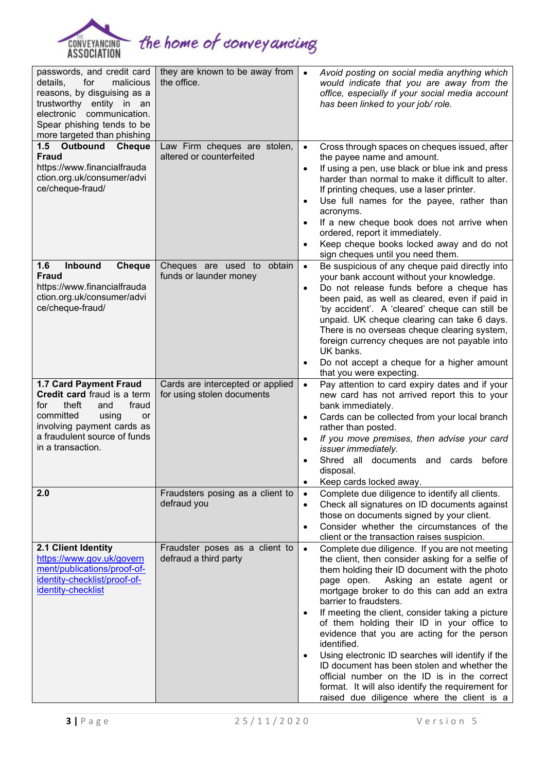| | | |
|---|---|---|
| passwords, and credit card details, for malicious reasons, by disguising as a trustworthy entity in an electronic communication. Spear phishing tends to be more targeted than phishing | they are known to be away from the office. | • *Avoid posting on social media anything which would indicate that you are away from the office, especially if your social media account has been linked to your job/ role.* |
| **1.5 Outbound Cheque Fraud** https://www.financialfraudaction.org.uk/consumer/advice/cheque-fraud/ | Law Firm cheques are stolen, altered or counterfeited | • Cross through spaces on cheques issued, after the payee name and amount.<br>• If using a pen, use black or blue ink and press harder than normal to make it difficult to alter. If printing cheques, use a laser printer.<br>• Use full names for the payee, rather than acronyms.<br>• If a new cheque book does not arrive when ordered, report it immediately.<br>• Keep cheque books locked away and do not sign cheques until you need them. |
| **1.6 Inbound Cheque Fraud** https://www.financialfraudaction.org.uk/consumer/advice/cheque-fraud/ | Cheques are used to obtain funds or launder money | • Be suspicious of any cheque paid directly into your bank account without your knowledge.<br>• Do not release funds before a cheque has been paid, as well as cleared, even if paid in 'by accident'. A 'cleared' cheque can still be unpaid. UK cheque clearing can take 6 days. There is no overseas cheque clearing system, foreign currency cheques are not payable into UK banks.<br>• Do not accept a cheque for a higher amount that you were expecting. |
| **1.7 Card Payment Fraud**<br>**Credit card** fraud is a term for theft and fraud committed using or involving payment cards as a fraudulent source of funds in a transaction. | Cards are intercepted or applied for using stolen documents | • Pay attention to card expiry dates and if your new card has not arrived report this to your bank immediately.<br>• Cards can be collected from your local branch rather than posted.<br>• *If you move premises, then advise your card issuer immediately.*<br>• Shred all documents and cards before disposal.<br>• Keep cards locked away. |
| **2.0** | Fraudsters posing as a client to defraud you | • Complete due diligence to identify all clients.<br>• Check all signatures on ID documents against those on documents signed by your client.<br>• Consider whether the circumstances of the client or the transaction raises suspicion. |
| **2.1 Client Identity**<br>[https://www.gov.uk/government/publications/proof-of-identity-checklist/proof-of-identity-checklist](https://www.gov.uk/government/publications/proof-of-identity-checklist/proof-of-identity-checklist) | Fraudster poses as a client to defraud a third party | • Complete due diligence. If you are not meeting the client, then consider asking for a selfie of them holding their ID document with the photo page open. Asking an estate agent or mortgage broker to do this can add an extra barrier to fraudsters.<br>• If meeting the client, consider taking a picture of them holding their ID in your office to evidence that you are acting for the person identified.<br>• Using electronic ID searches will identify if the ID document has been stolen and whether the official number on the ID is in the correct format. It will also identify the requirement for raised due diligence where the client is a |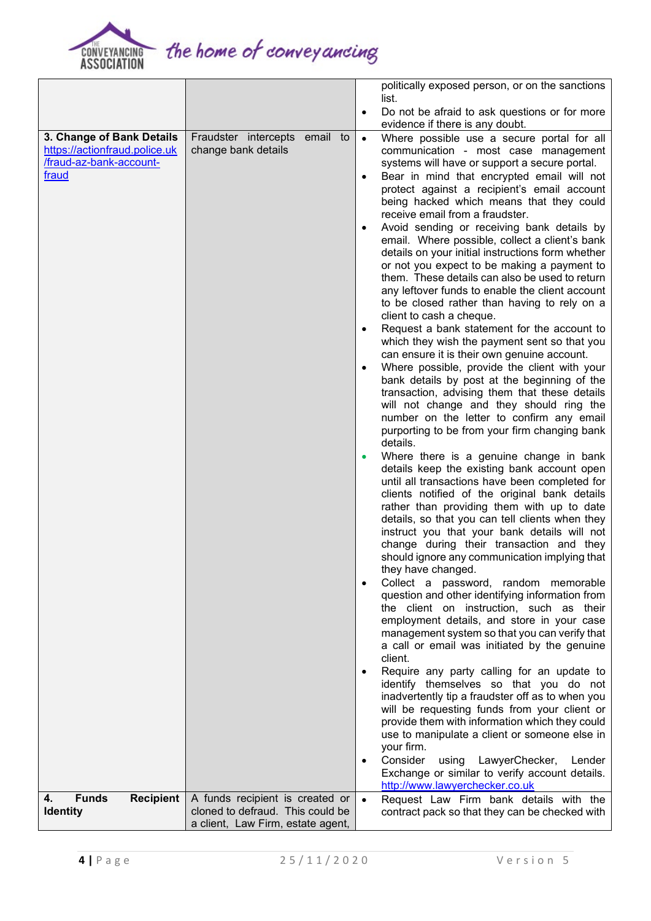| | | |
|---|---|---|
| | | politically exposed person, or on the sanctions list.<br>• Do not be afraid to ask questions or for more evidence if there is any doubt. |
| **3. Change of Bank Details** [https://actionfraud.police.uk/fraud-az-bank-account-fraud](https://actionfraud.police.uk/fraud-az-bank-account-fraud) | Fraudster intercepts email to change bank details | • Where possible use a secure portal for all communication - most case management systems will have or support a secure portal.<br>• Bear in mind that encrypted email will not protect against a recipient's email account being hacked which means that they could receive email from a fraudster.<br>• Avoid sending or receiving bank details by email. Where possible, collect a client's bank details on your initial instructions form whether or not you expect to be making a payment to them. These details can also be used to return any leftover funds to enable the client account to be closed rather than having to rely on a client to cash a cheque.<br>• Request a bank statement for the account to which they wish the payment sent so that you can ensure it is their own genuine account.<br>• Where possible, provide the client with your bank details by post at the beginning of the transaction, advising them that these details will not change and they should ring the number on the letter to confirm any email purporting to be from your firm changing bank details.<br>• Where there is a genuine change in bank details keep the existing bank account open until all transactions have been completed for clients notified of the original bank details rather than providing them with up to date details, so that you can tell clients when they instruct you that your bank details will not change during their transaction and they should ignore any communication implying that they have changed.<br>• Collect a password, random memorable question and other identifying information from the client on instruction, such as their employment details, and store in your case management system so that you can verify that a call or email was initiated by the genuine client.<br>• Require any party calling for an update to identify themselves so that you do not inadvertently tip a fraudster off as to when you will be requesting funds from your client or provide them with information which they could use to manipulate a client or someone else in your firm.<br>• Consider using LawyerChecker, Lender Exchange or similar to verify account details. [http://www.lawyerchecker.co.uk](http://www.lawyerchecker.co.uk) |
| **4. Funds Recipient Identity** | A funds recipient is created or cloned to defraud. This could be a client, Law Firm, estate agent, | • Request Law Firm bank details with the contract pack so that they can be checked with |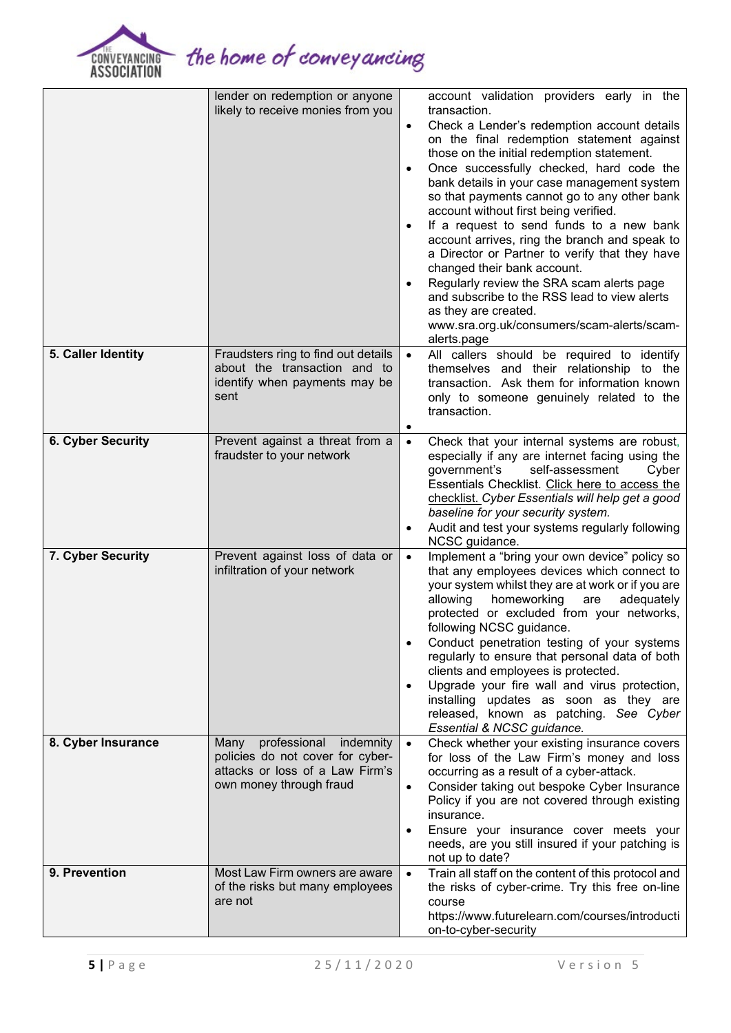| | | |
|---|---|---|
| | lender on redemption or anyone likely to receive monies from you | account validation providers early in the transaction.<br>• Check a Lender's redemption account details on the final redemption statement against those on the initial redemption statement.<br>• Once successfully checked, hard code the bank details in your case management system so that payments cannot go to any other bank account without first being verified.<br>• If a request to send funds to a new bank account arrives, ring the branch and speak to a Director or Partner to verify that they have changed their bank account.<br>• Regularly review the SRA scam alerts page and subscribe to the RSS lead to view alerts as they are created. www.sra.org.uk/consumers/scam-alerts/scam-alerts.page |
| **5. Caller Identity** | Fraudsters ring to find out details about the transaction and to identify when payments may be sent | • All callers should be required to identify themselves and their relationship to the transaction. Ask them for information known only to someone genuinely related to the transaction.<br>• |
| **6. Cyber Security** | Prevent against a threat from a fraudster to your network | • Check that your internal systems are robust, especially if any are internet facing using the government's self-assessment Cyber Essentials Checklist. Click here to access the checklist. *Cyber Essentials will help get a good baseline for your security system.*<br>• Audit and test your systems regularly following NCSC guidance. |
| **7. Cyber Security** | Prevent against loss of data or infiltration of your network | • Implement a "bring your own device" policy so that any employees devices which connect to your system whilst they are at work or if you are allowing homeworking are adequately protected or excluded from your networks, following NCSC guidance.<br>• Conduct penetration testing of your systems regularly to ensure that personal data of both clients and employees is protected.<br>• Upgrade your fire wall and virus protection, installing updates as soon as they are released, known as patching. *See Cyber Essential & NCSC guidance.* |
| **8. Cyber Insurance** | Many professional indemnity policies do not cover for cyber-attacks or loss of a Law Firm's own money through fraud | • Check whether your existing insurance covers for loss of the Law Firm's money and loss occurring as a result of a cyber-attack.<br>• Consider taking out bespoke Cyber Insurance Policy if you are not covered through existing insurance.<br>• Ensure your insurance cover meets your needs, are you still insured if your patching is not up to date? |
| **9. Prevention** | Most Law Firm owners are aware of the risks but many employees are not | • Train all staff on the content of this protocol and the risks of cyber-crime. Try this free on-line course https://www.futurelearn.com/courses/introduction-to-cyber-security |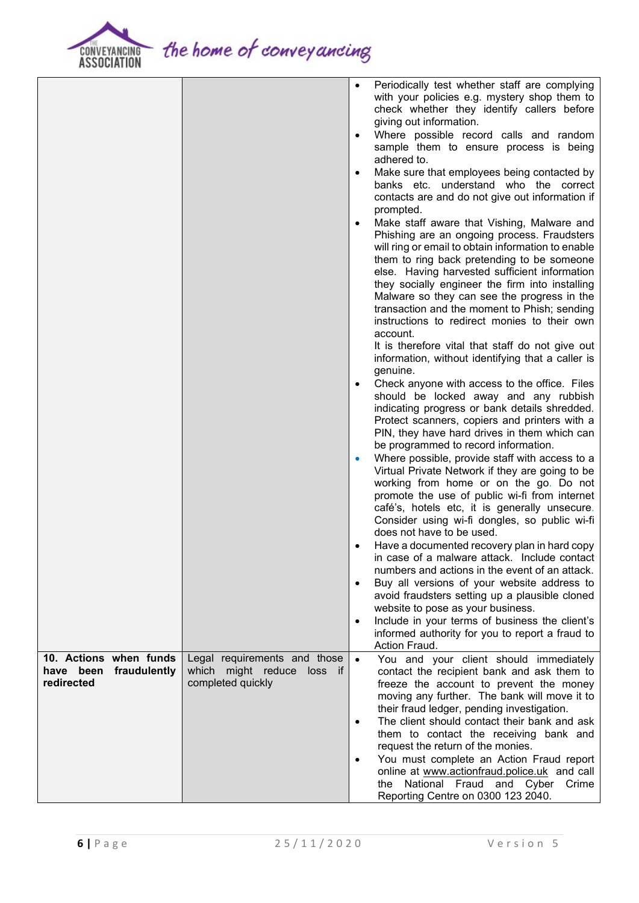| | | |
|---|---|---|
| | | • Periodically test whether staff are complying with your policies e.g. mystery shop them to check whether they identify callers before giving out information.<br>• Where possible record calls and random sample them to ensure process is being adhered to.<br>• Make sure that employees being contacted by banks etc. understand who the correct contacts are and do not give out information if prompted.<br>• Make staff aware that Vishing, Malware and Phishing are an ongoing process. Fraudsters will ring or email to obtain information to enable them to ring back pretending to be someone else. Having harvested sufficient information they socially engineer the firm into installing Malware so they can see the progress in the transaction and the moment to Phish; sending instructions to redirect monies to their own account.<br>It is therefore vital that staff do not give out information, without identifying that a caller is genuine.<br>• Check anyone with access to the office. Files should be locked away and any rubbish indicating progress or bank details shredded. Protect scanners, copiers and printers with a PIN, they have hard drives in them which can be programmed to record information.<br>• Where possible, provide staff with access to a Virtual Private Network if they are going to be working from home or on the go. Do not promote the use of public wi-fi from internet café's, hotels etc, it is generally unsecure. Consider using wi-fi dongles, so public wi-fi does not have to be used.<br>• Have a documented recovery plan in hard copy in case of a malware attack. Include contact numbers and actions in the event of an attack.<br>• Buy all versions of your website address to avoid fraudsters setting up a plausible cloned website to pose as your business.<br>• Include in your terms of business the client's informed authority for you to report a fraud to Action Fraud. |
| **10. Actions when funds have been fraudulently redirected** | Legal requirements and those which might reduce loss if completed quickly | • You and your client should immediately contact the recipient bank and ask them to freeze the account to prevent the money moving any further. The bank will move it to their fraud ledger, pending investigation.<br>• The client should contact their bank and ask them to contact the receiving bank and request the return of the monies.<br>• You must complete an Action Fraud report online at www.actionfraud.police.uk and call the National Fraud and Cyber Crime Reporting Centre on 0300 123 2040. |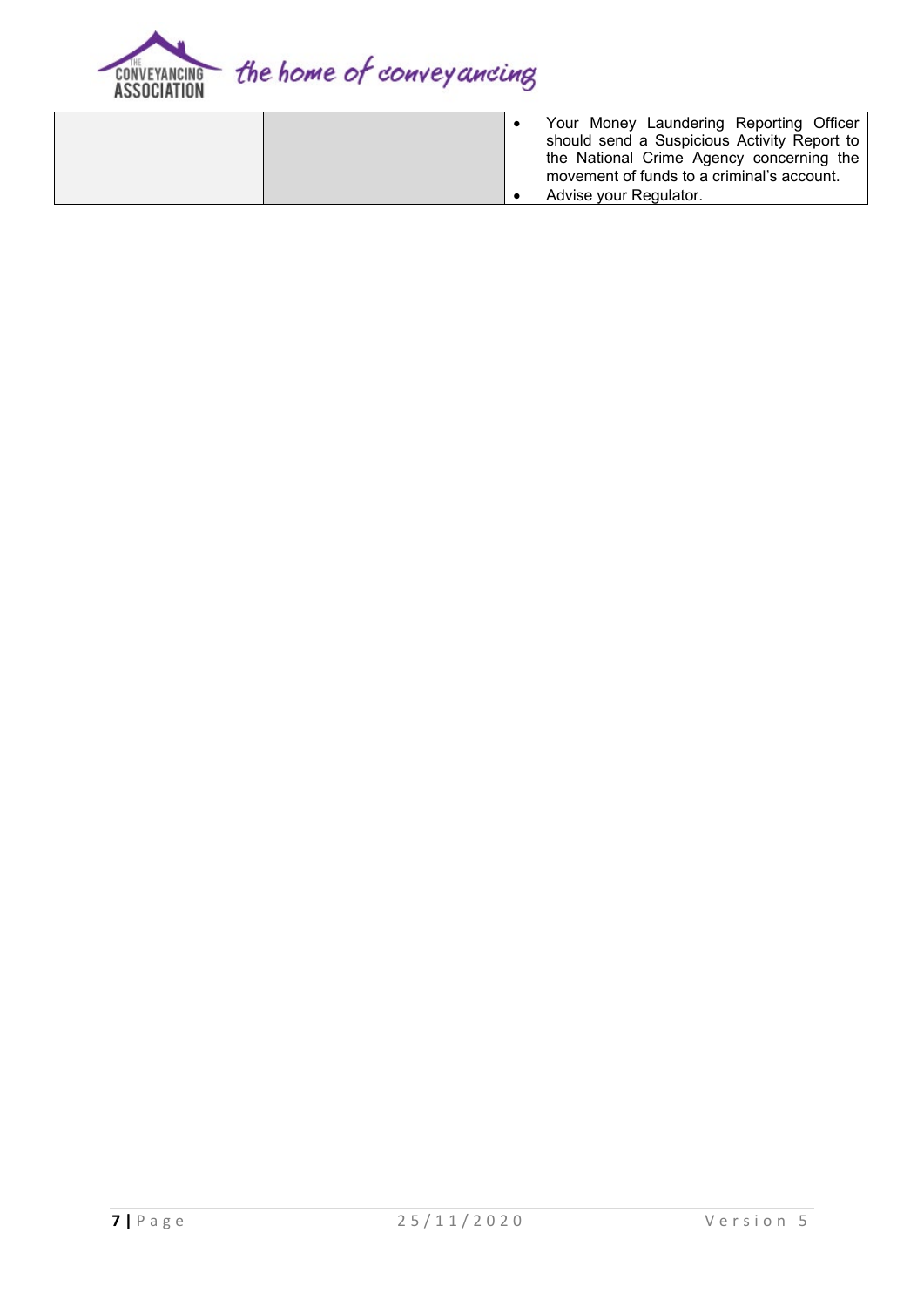| | | |
|---|---|---|
| | | • Your Money Laundering Reporting Officer should send a Suspicious Activity Report to the National Crime Agency concerning the movement of funds to a criminal's account.<br>• Advise your Regulator. |